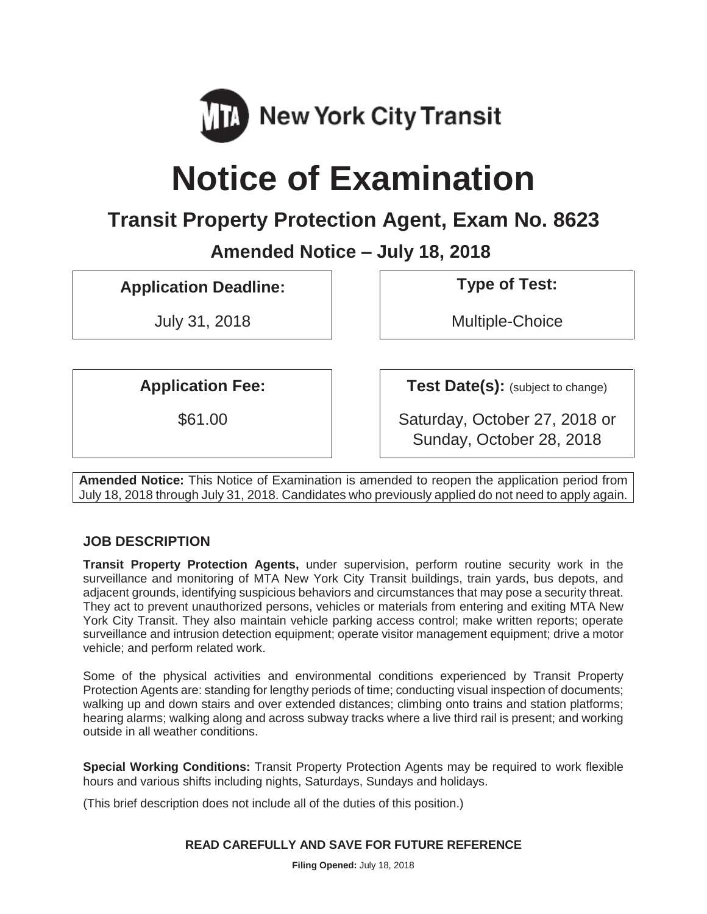MTA New York City Transit

# Notice of Examination

## Transit Property Protection Agent, Exam No. 8623

### Amended Notice – July 18, 2018

| **Application Deadline:** | **Type of Test:** |
| --- | --- |
| July 31, 2018 | Multiple-Choice |
| **Application Fee:** | **Test Date(s):** (subject to change) |
| $61.00 | Saturday, October 27, 2018 or Sunday, October 28, 2018 |

**Amended Notice:** This Notice of Examination is amended to reopen the application period from July 18, 2018 through July 31, 2018. Candidates who previously applied do not need to apply again.

### JOB DESCRIPTION

**Transit Property Protection Agents,** under supervision, perform routine security work in the surveillance and monitoring of MTA New York City Transit buildings, train yards, bus depots, and adjacent grounds, identifying suspicious behaviors and circumstances that may pose a security threat. They act to prevent unauthorized persons, vehicles or materials from entering and exiting MTA New York City Transit. They also maintain vehicle parking access control; make written reports; operate surveillance and intrusion detection equipment; operate visitor management equipment; drive a motor vehicle; and perform related work.

Some of the physical activities and environmental conditions experienced by Transit Property Protection Agents are: standing for lengthy periods of time; conducting visual inspection of documents; walking up and down stairs and over extended distances; climbing onto trains and station platforms; hearing alarms; walking along and across subway tracks where a live third rail is present; and working outside in all weather conditions.

**Special Working Conditions:** Transit Property Protection Agents may be required to work flexible hours and various shifts including nights, Saturdays, Sundays and holidays.

(This brief description does not include all of the duties of this position.)

**READ CAREFULLY AND SAVE FOR FUTURE REFERENCE**

**Filing Opened:** July 18, 2018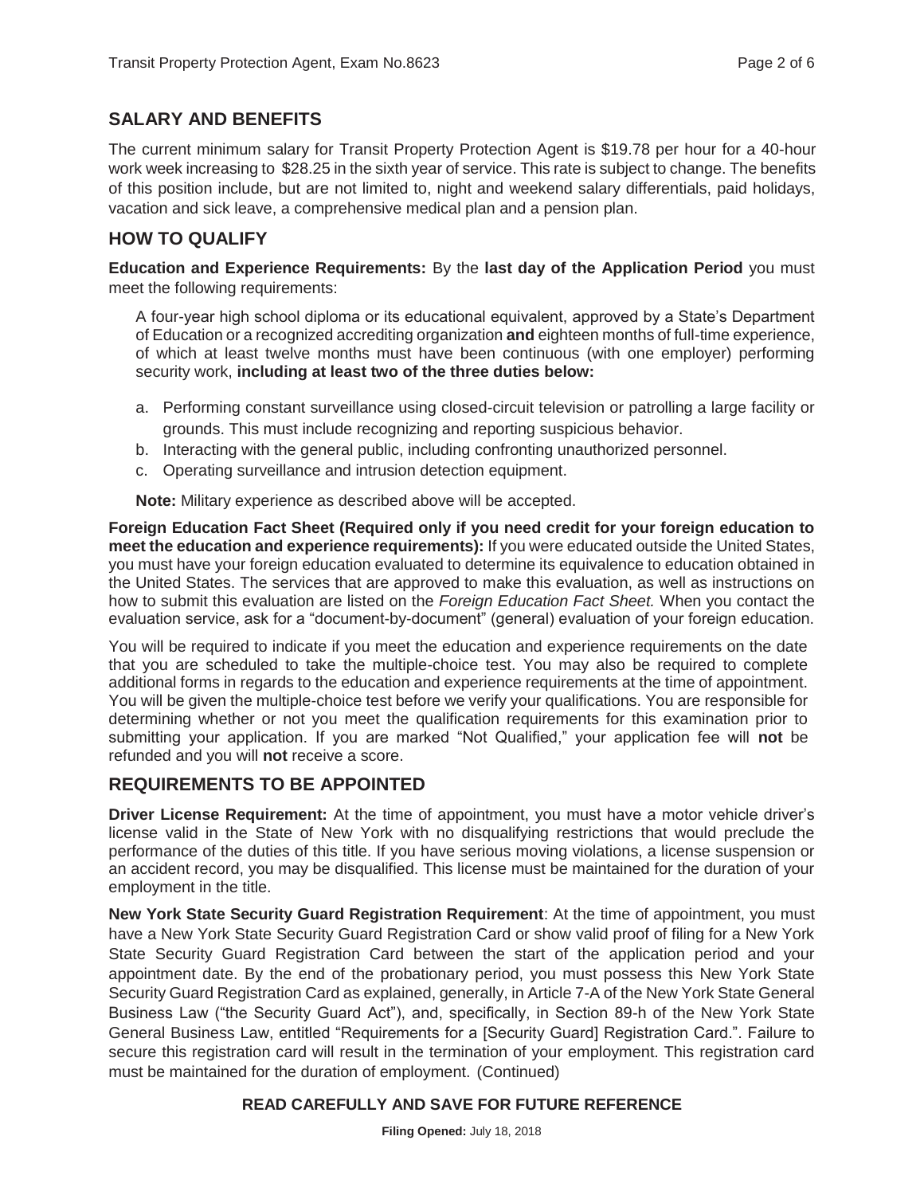## SALARY AND BENEFITS

The current minimum salary for Transit Property Protection Agent is $19.78 per hour for a 40-hour work week increasing to $28.25 in the sixth year of service. This rate is subject to change. The benefits of this position include, but are not limited to, night and weekend salary differentials, paid holidays, vacation and sick leave, a comprehensive medical plan and a pension plan.

## HOW TO QUALIFY

**Education and Experience Requirements:** By the **last day of the Application Period** you must meet the following requirements:

A four-year high school diploma or its educational equivalent, approved by a State's Department of Education or a recognized accrediting organization **and** eighteen months of full-time experience, of which at least twelve months must have been continuous (with one employer) performing security work, **including at least two of the three duties below:**

a. Performing constant surveillance using closed-circuit television or patrolling a large facility or grounds. This must include recognizing and reporting suspicious behavior.
b. Interacting with the general public, including confronting unauthorized personnel.
c. Operating surveillance and intrusion detection equipment.

**Note:** Military experience as described above will be accepted.

**Foreign Education Fact Sheet (Required only if you need credit for your foreign education to meet the education and experience requirements):** If you were educated outside the United States, you must have your foreign education evaluated to determine its equivalence to education obtained in the United States. The services that are approved to make this evaluation, as well as instructions on how to submit this evaluation are listed on the *Foreign Education Fact Sheet.* When you contact the evaluation service, ask for a "document-by-document" (general) evaluation of your foreign education.

You will be required to indicate if you meet the education and experience requirements on the date that you are scheduled to take the multiple-choice test. You may also be required to complete additional forms in regards to the education and experience requirements at the time of appointment. You will be given the multiple-choice test before we verify your qualifications. You are responsible for determining whether or not you meet the qualification requirements for this examination prior to submitting your application. If you are marked "Not Qualified," your application fee will **not** be refunded and you will **not** receive a score.

## REQUIREMENTS TO BE APPOINTED

**Driver License Requirement:** At the time of appointment, you must have a motor vehicle driver's license valid in the State of New York with no disqualifying restrictions that would preclude the performance of the duties of this title. If you have serious moving violations, a license suspension or an accident record, you may be disqualified. This license must be maintained for the duration of your employment in the title.

**New York State Security Guard Registration Requirement**: At the time of appointment, you must have a New York State Security Guard Registration Card or show valid proof of filing for a New York State Security Guard Registration Card between the start of the application period and your appointment date. By the end of the probationary period, you must possess this New York State Security Guard Registration Card as explained, generally, in Article 7-A of the New York State General Business Law ("the Security Guard Act"), and, specifically, in Section 89-h of the New York State General Business Law, entitled "Requirements for a [Security Guard] Registration Card.". Failure to secure this registration card will result in the termination of your employment. This registration card must be maintained for the duration of employment. (Continued)

**READ CAREFULLY AND SAVE FOR FUTURE REFERENCE**

**Filing Opened:** July 18, 2018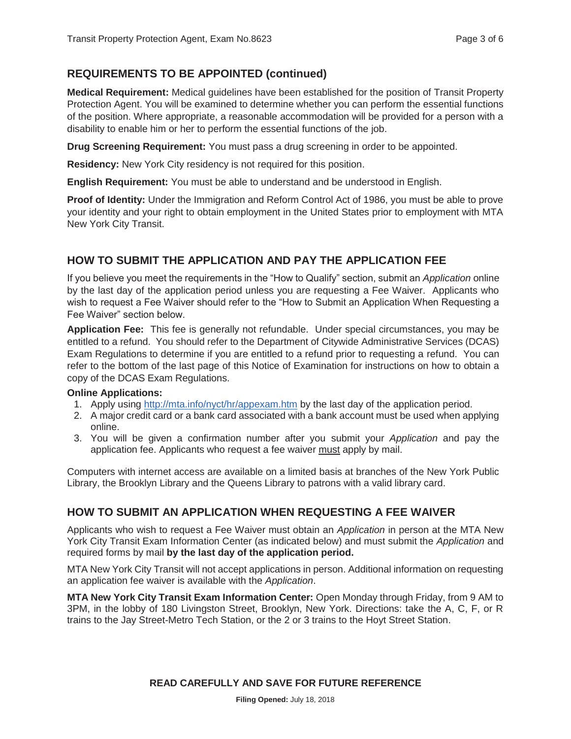## REQUIREMENTS TO BE APPOINTED (continued)

**Medical Requirement:** Medical guidelines have been established for the position of Transit Property Protection Agent. You will be examined to determine whether you can perform the essential functions of the position. Where appropriate, a reasonable accommodation will be provided for a person with a disability to enable him or her to perform the essential functions of the job.

**Drug Screening Requirement:** You must pass a drug screening in order to be appointed.

**Residency:** New York City residency is not required for this position.

**English Requirement:** You must be able to understand and be understood in English.

**Proof of Identity:** Under the Immigration and Reform Control Act of 1986, you must be able to prove your identity and your right to obtain employment in the United States prior to employment with MTA New York City Transit.

## HOW TO SUBMIT THE APPLICATION AND PAY THE APPLICATION FEE

If you believe you meet the requirements in the "How to Qualify" section, submit an *Application* online by the last day of the application period unless you are requesting a Fee Waiver. Applicants who wish to request a Fee Waiver should refer to the "How to Submit an Application When Requesting a Fee Waiver" section below.

**Application Fee:** This fee is generally not refundable. Under special circumstances, you may be entitled to a refund. You should refer to the Department of Citywide Administrative Services (DCAS) Exam Regulations to determine if you are entitled to a refund prior to requesting a refund. You can refer to the bottom of the last page of this Notice of Examination for instructions on how to obtain a copy of the DCAS Exam Regulations.

**Online Applications:**

1. Apply using http://mta.info/nyct/hr/appexam.htm by the last day of the application period.
2. A major credit card or a bank card associated with a bank account must be used when applying online.
3. You will be given a confirmation number after you submit your *Application* and pay the application fee. Applicants who request a fee waiver must apply by mail.

Computers with internet access are available on a limited basis at branches of the New York Public Library, the Brooklyn Library and the Queens Library to patrons with a valid library card.

## HOW TO SUBMIT AN APPLICATION WHEN REQUESTING A FEE WAIVER

Applicants who wish to request a Fee Waiver must obtain an *Application* in person at the MTA New York City Transit Exam Information Center (as indicated below) and must submit the *Application* and required forms by mail **by the last day of the application period.**

MTA New York City Transit will not accept applications in person. Additional information on requesting an application fee waiver is available with the *Application*.

**MTA New York City Transit Exam Information Center:** Open Monday through Friday, from 9 AM to 3PM, in the lobby of 180 Livingston Street, Brooklyn, New York. Directions: take the A, C, F, or R trains to the Jay Street-Metro Tech Station, or the 2 or 3 trains to the Hoyt Street Station.

**READ CAREFULLY AND SAVE FOR FUTURE REFERENCE**

**Filing Opened:** July 18, 2018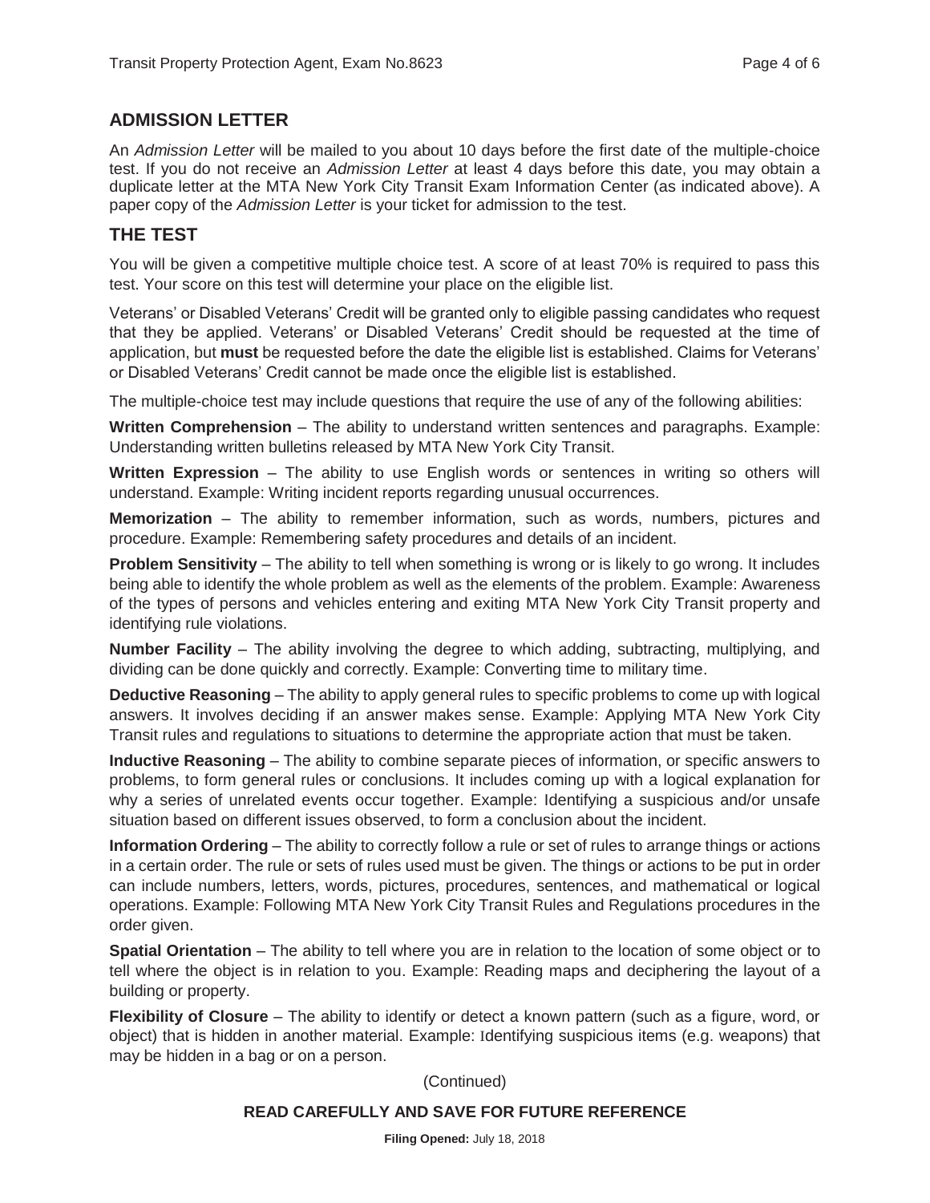## ADMISSION LETTER

An *Admission Letter* will be mailed to you about 10 days before the first date of the multiple-choice test. If you do not receive an *Admission Letter* at least 4 days before this date, you may obtain a duplicate letter at the MTA New York City Transit Exam Information Center (as indicated above). A paper copy of the *Admission Letter* is your ticket for admission to the test.

## THE TEST

You will be given a competitive multiple choice test. A score of at least 70% is required to pass this test. Your score on this test will determine your place on the eligible list.

Veterans' or Disabled Veterans' Credit will be granted only to eligible passing candidates who request that they be applied. Veterans' or Disabled Veterans' Credit should be requested at the time of application, but **must** be requested before the date the eligible list is established. Claims for Veterans' or Disabled Veterans' Credit cannot be made once the eligible list is established.

The multiple-choice test may include questions that require the use of any of the following abilities:

**Written Comprehension** – The ability to understand written sentences and paragraphs. Example: Understanding written bulletins released by MTA New York City Transit.

**Written Expression** – The ability to use English words or sentences in writing so others will understand. Example: Writing incident reports regarding unusual occurrences.

**Memorization** – The ability to remember information, such as words, numbers, pictures and procedure. Example: Remembering safety procedures and details of an incident.

**Problem Sensitivity** – The ability to tell when something is wrong or is likely to go wrong. It includes being able to identify the whole problem as well as the elements of the problem. Example: Awareness of the types of persons and vehicles entering and exiting MTA New York City Transit property and identifying rule violations.

**Number Facility** – The ability involving the degree to which adding, subtracting, multiplying, and dividing can be done quickly and correctly. Example: Converting time to military time.

**Deductive Reasoning** – The ability to apply general rules to specific problems to come up with logical answers. It involves deciding if an answer makes sense. Example: Applying MTA New York City Transit rules and regulations to situations to determine the appropriate action that must be taken.

**Inductive Reasoning** – The ability to combine separate pieces of information, or specific answers to problems, to form general rules or conclusions. It includes coming up with a logical explanation for why a series of unrelated events occur together. Example: Identifying a suspicious and/or unsafe situation based on different issues observed, to form a conclusion about the incident.

**Information Ordering** – The ability to correctly follow a rule or set of rules to arrange things or actions in a certain order. The rule or sets of rules used must be given. The things or actions to be put in order can include numbers, letters, words, pictures, procedures, sentences, and mathematical or logical operations. Example: Following MTA New York City Transit Rules and Regulations procedures in the order given.

**Spatial Orientation** – The ability to tell where you are in relation to the location of some object or to tell where the object is in relation to you. Example: Reading maps and deciphering the layout of a building or property.

**Flexibility of Closure** – The ability to identify or detect a known pattern (such as a figure, word, or object) that is hidden in another material. Example: Identifying suspicious items (e.g. weapons) that may be hidden in a bag or on a person.

(Continued)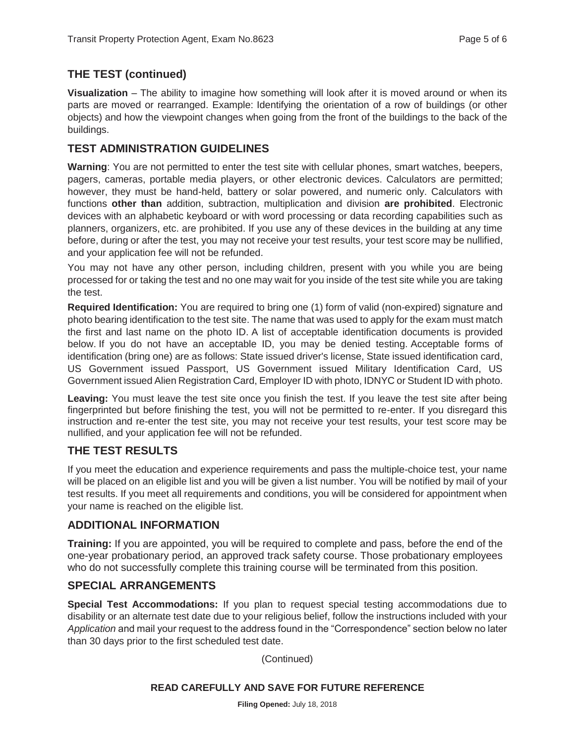## THE TEST (continued)

**Visualization** – The ability to imagine how something will look after it is moved around or when its parts are moved or rearranged. Example: Identifying the orientation of a row of buildings (or other objects) and how the viewpoint changes when going from the front of the buildings to the back of the buildings.

## TEST ADMINISTRATION GUIDELINES

**Warning**: You are not permitted to enter the test site with cellular phones, smart watches, beepers, pagers, cameras, portable media players, or other electronic devices. Calculators are permitted; however, they must be hand-held, battery or solar powered, and numeric only. Calculators with functions **other than** addition, subtraction, multiplication and division **are prohibited**. Electronic devices with an alphabetic keyboard or with word processing or data recording capabilities such as planners, organizers, etc. are prohibited. If you use any of these devices in the building at any time before, during or after the test, you may not receive your test results, your test score may be nullified, and your application fee will not be refunded.

You may not have any other person, including children, present with you while you are being processed for or taking the test and no one may wait for you inside of the test site while you are taking the test.

**Required Identification:** You are required to bring one (1) form of valid (non-expired) signature and photo bearing identification to the test site. The name that was used to apply for the exam must match the first and last name on the photo ID. A list of acceptable identification documents is provided below. If you do not have an acceptable ID, you may be denied testing. Acceptable forms of identification (bring one) are as follows: State issued driver's license, State issued identification card, US Government issued Passport, US Government issued Military Identification Card, US Government issued Alien Registration Card, Employer ID with photo, IDNYC or Student ID with photo.

**Leaving:** You must leave the test site once you finish the test. If you leave the test site after being fingerprinted but before finishing the test, you will not be permitted to re-enter. If you disregard this instruction and re-enter the test site, you may not receive your test results, your test score may be nullified, and your application fee will not be refunded.

## THE TEST RESULTS

If you meet the education and experience requirements and pass the multiple-choice test, your name will be placed on an eligible list and you will be given a list number. You will be notified by mail of your test results. If you meet all requirements and conditions, you will be considered for appointment when your name is reached on the eligible list.

## ADDITIONAL INFORMATION

**Training:** If you are appointed, you will be required to complete and pass, before the end of the one-year probationary period, an approved track safety course. Those probationary employees who do not successfully complete this training course will be terminated from this position.

## SPECIAL ARRANGEMENTS

**Special Test Accommodations:** If you plan to request special testing accommodations due to disability or an alternate test date due to your religious belief, follow the instructions included with your *Application* and mail your request to the address found in the "Correspondence" section below no later than 30 days prior to the first scheduled test date.

(Continued)

**READ CAREFULLY AND SAVE FOR FUTURE REFERENCE**

**Filing Opened:** July 18, 2018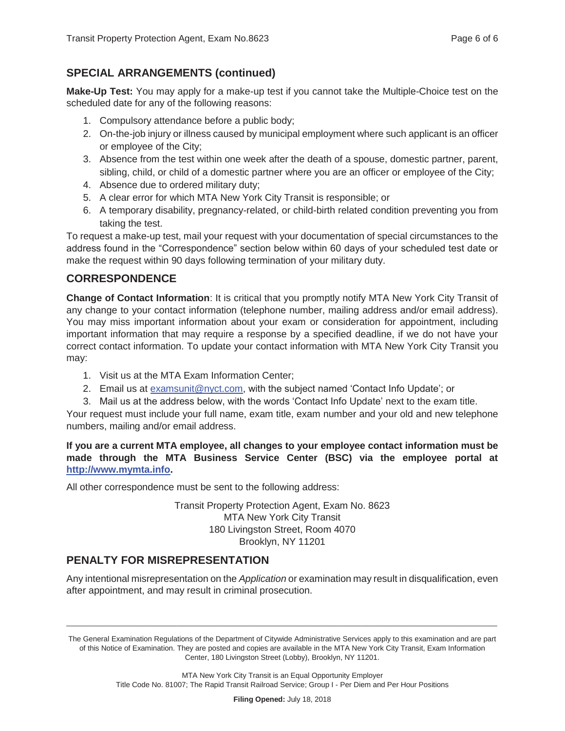## SPECIAL ARRANGEMENTS (continued)

**Make-Up Test:** You may apply for a make-up test if you cannot take the Multiple-Choice test on the scheduled date for any of the following reasons:

1. Compulsory attendance before a public body;
2. On-the-job injury or illness caused by municipal employment where such applicant is an officer or employee of the City;
3. Absence from the test within one week after the death of a spouse, domestic partner, parent, sibling, child, or child of a domestic partner where you are an officer or employee of the City;
4. Absence due to ordered military duty;
5. A clear error for which MTA New York City Transit is responsible; or
6. A temporary disability, pregnancy-related, or child-birth related condition preventing you from taking the test.

To request a make-up test, mail your request with your documentation of special circumstances to the address found in the "Correspondence" section below within 60 days of your scheduled test date or make the request within 90 days following termination of your military duty.

## CORRESPONDENCE

**Change of Contact Information**: It is critical that you promptly notify MTA New York City Transit of any change to your contact information (telephone number, mailing address and/or email address). You may miss important information about your exam or consideration for appointment, including important information that may require a response by a specified deadline, if we do not have your correct contact information. To update your contact information with MTA New York City Transit you may:

1. Visit us at the MTA Exam Information Center;
2. Email us at examsunit@nyct.com, with the subject named 'Contact Info Update'; or
3. Mail us at the address below, with the words 'Contact Info Update' next to the exam title.

Your request must include your full name, exam title, exam number and your old and new telephone numbers, mailing and/or email address.

**If you are a current MTA employee, all changes to your employee contact information must be made through the MTA Business Service Center (BSC) via the employee portal at http://www.mymta.info.**

All other correspondence must be sent to the following address:

Transit Property Protection Agent, Exam No. 8623
MTA New York City Transit
180 Livingston Street, Room 4070
Brooklyn, NY 11201

## PENALTY FOR MISREPRESENTATION

Any intentional misrepresentation on the *Application* or examination may result in disqualification, even after appointment, and may result in criminal prosecution.

---

The General Examination Regulations of the Department of Citywide Administrative Services apply to this examination and are part of this Notice of Examination. They are posted and copies are available in the MTA New York City Transit, Exam Information Center, 180 Livingston Street (Lobby), Brooklyn, NY 11201.

MTA New York City Transit is an Equal Opportunity Employer
Title Code No. 81007; The Rapid Transit Railroad Service; Group I - Per Diem and Per Hour Positions

**Filing Opened:** July 18, 2018